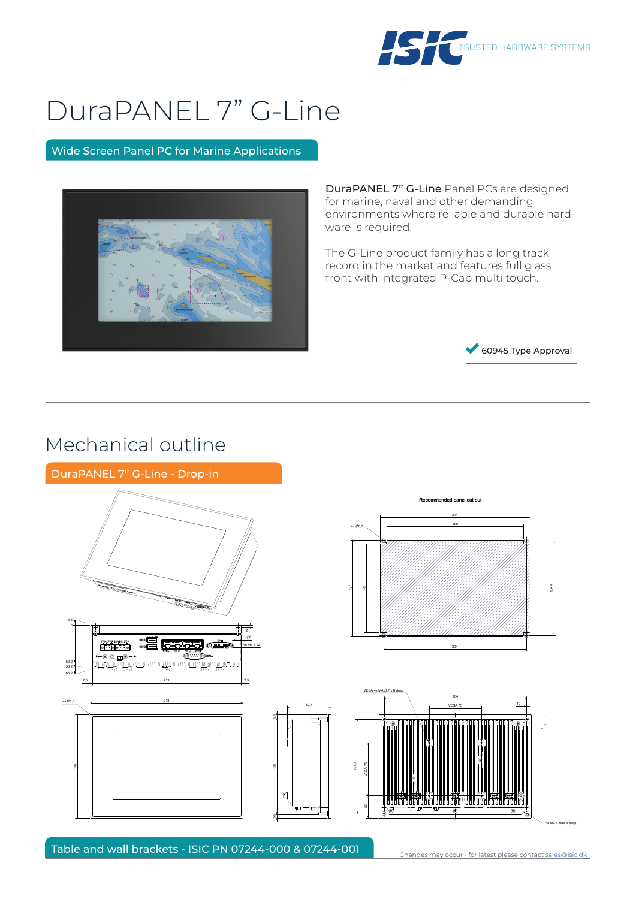TRUSTED HARDWARE SYSTEMS

# DuraPANEL 7” G-Line

## Wide Screen Panel PC for Marine Applications

**DuraPANEL 7” G-Line** Panel PCs are designed for marine, naval and other demanding environments where reliable and durable hard-ware is required.

The G-Line product family has a long track record in the market and features full glass front with integrated P-Cap multi touch.

✔ 60945 Type Approval

# Mechanical outline

## DuraPANEL 7” G-Line - Drop-in

Recommended panel cut out

## Table and wall brackets - ISIC PN 07244-000 & 07244-001

Changes may occur - for latest please contact sales@isic.dk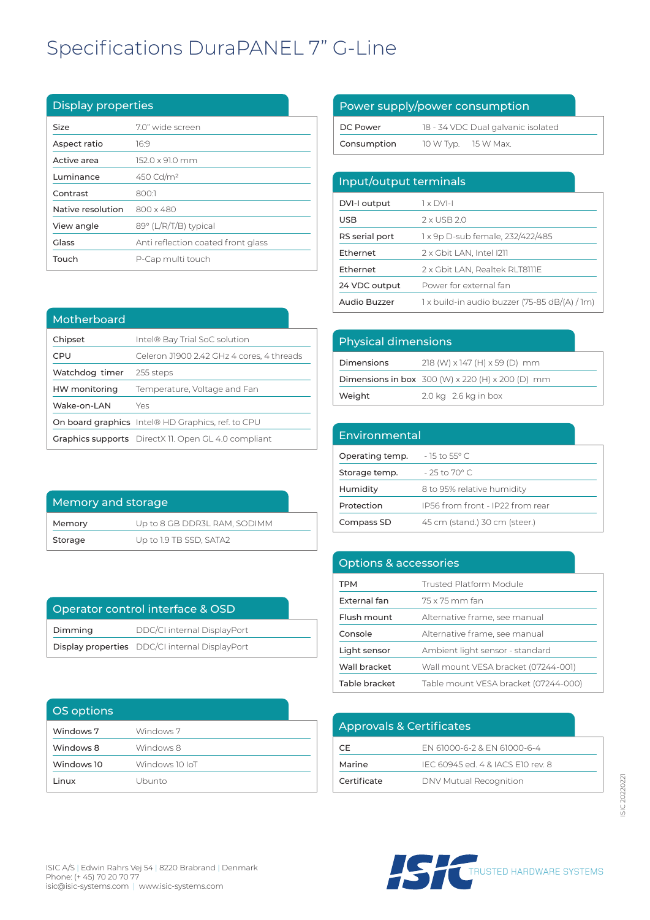# Specifications DuraPANEL 7" G-Line

## Display properties

| | |
|---|---|
| Size | 7.0" wide screen |
| Aspect ratio | 16:9 |
| Active area | 152.0 x 91.0 mm |
| Luminance | 450 Cd/m² |
| Contrast | 800:1 |
| Native resolution | 800 x 480 |
| View angle | 89° (L/R/T/B) typical |
| Glass | Anti reflection coated front glass |
| Touch | P-Cap multi touch |

## Motherboard

| | |
|---|---|
| Chipset | Intel® Bay Trial SoC solution |
| CPU | Celeron J1900 2.42 GHz 4 cores, 4 threads |
| Watchdog timer | 255 steps |
| HW monitoring | Temperature, Voltage and Fan |
| Wake-on-LAN | Yes |
| On board graphics | Intel® HD Graphics, ref. to CPU |
| Graphics supports | DirectX 11. Open GL 4.0 compliant |

## Memory and storage

| | |
|---|---|
| Memory | Up to 8 GB DDR3L RAM, SODIMM |
| Storage | Up to 1.9 TB SSD, SATA2 |

## Operator control interface & OSD

| | |
|---|---|
| Dimming | DDC/CI internal DisplayPort |
| Display properties | DDC/CI internal DisplayPort |

## OS options

| | |
|---|---|
| Windows 7 | Windows 7 |
| Windows 8 | Windows 8 |
| Windows 10 | Windows 10 IoT |
| Linux | Ubunto |

## Power supply/power consumption

| | |
|---|---|
| DC Power | 18 - 34 VDC Dual galvanic isolated |
| Consumption | 10 W Typ. 15 W Max. |

## Input/output terminals

| | |
|---|---|
| DVI-I output | 1 x DVI-I |
| USB | 2 x USB 2.0 |
| RS serial port | 1 x 9p D-sub female, 232/422/485 |
| Ethernet | 2 x Gbit LAN, Intel I211 |
| Ethernet | 2 x Gbit LAN, Realtek RLT8111E |
| 24 VDC output | Power for external fan |
| Audio Buzzer | 1 x build-in audio buzzer (75-85 dB/(A) / 1m) |

## Physical dimensions

| | |
|---|---|
| Dimensions | 218 (W) x 147 (H) x 59 (D) mm |
| Dimensions in box | 300 (W) x 220 (H) x 200 (D) mm |
| Weight | 2.0 kg 2.6 kg in box |

## Environmental

| | |
|---|---|
| Operating temp. | - 15 to 55° C |
| Storage temp. | - 25 to 70° C |
| Humidity | 8 to 95% relative humidity |
| Protection | IP56 from front - IP22 from rear |
| Compass SD | 45 cm (stand.) 30 cm (steer.) |

## Options & accessories

| | |
|---|---|
| TPM | Trusted Platform Module |
| External fan | 75 x 75 mm fan |
| Flush mount | Alternative frame, see manual |
| Console | Alternative frame, see manual |
| Light sensor | Ambient light sensor - standard |
| Wall bracket | Wall mount VESA bracket (07244-001) |
| Table bracket | Table mount VESA bracket (07244-000) |

## Approvals & Certificates

| | |
|---|---|
| CE | EN 61000-6-2 & EN 61000-6-4 |
| Marine | IEC 60945 ed. 4 & IACS E10 rev. 8 |
| Certificate | DNV Mutual Recognition |

ISIC 20220221

ISIC A/S | Edwin Rahrs Vej 54 | 8220 Brabrand | Denmark
Phone: (+ 45) 70 20 70 77
isic@isic-systems.com | www.isic-systems.com

ISIC TRUSTED HARDWARE SYSTEMS